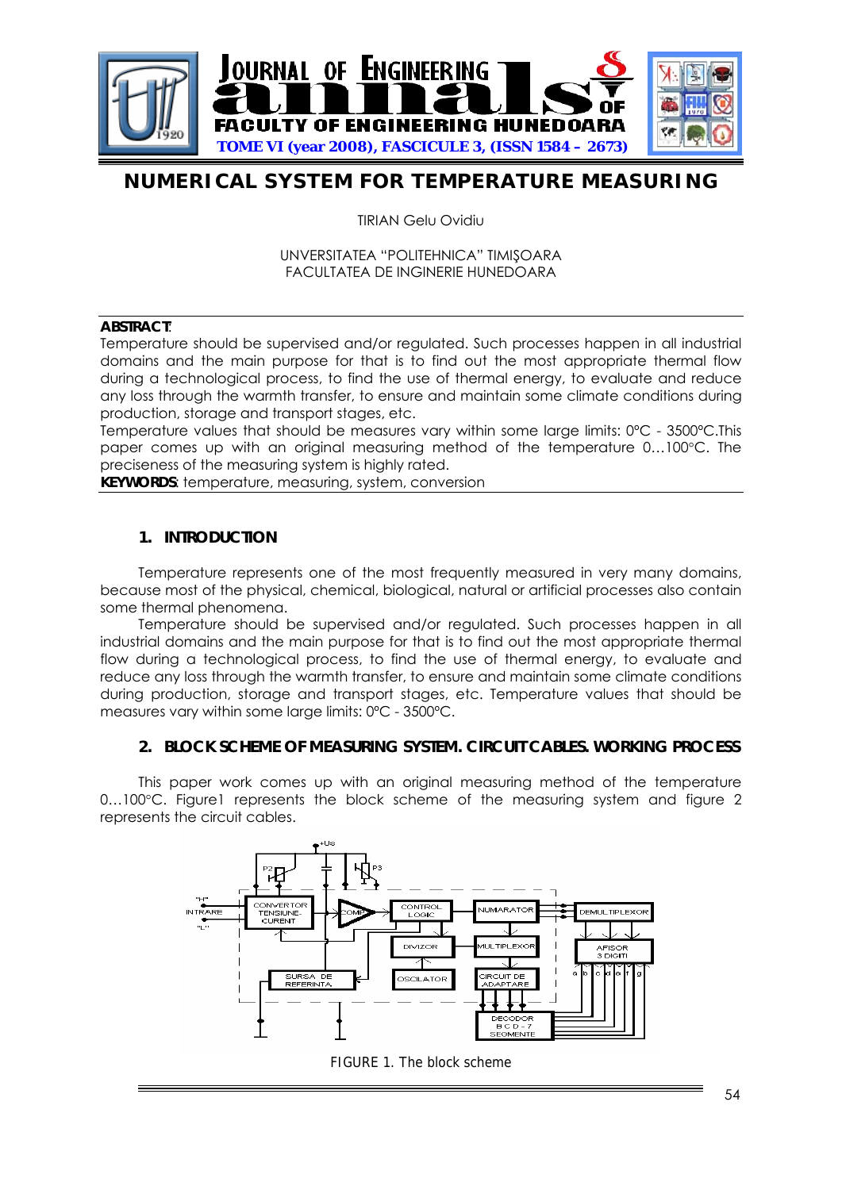# NUMERICAL SYSTEM FOR TEMPERATURE MEASURING

TIRIAN Gelu Ovidiu

UNVERSITATEA "POLITEHNICA" TIMIŞOARA
FACULTATEA DE INGINERIE HUNEDOARA

**ABSTRACT**:
Temperature should be supervised and/or regulated. Such processes happen in all industrial domains and the main purpose for that is to find out the most appropriate thermal flow during a technological process, to find the use of thermal energy, to evaluate and reduce any loss through the warmth transfer, to ensure and maintain some climate conditions during production, storage and transport stages, etc.
Temperature values that should be measures vary within some large limits: 0°C - 3500°C.This paper comes up with an original measuring method of the temperature 0…100°C. The preciseness of the measuring system is highly rated.
**KEYWORDS**: temperature, measuring, system, conversion

## 1. INTRODUCTION

Temperature represents one of the most frequently measured in very many domains, because most of the physical, chemical, biological, natural or artificial processes also contain some thermal phenomena.

Temperature should be supervised and/or regulated. Such processes happen in all industrial domains and the main purpose for that is to find out the most appropriate thermal flow during a technological process, to find the use of thermal energy, to evaluate and reduce any loss through the warmth transfer, to ensure and maintain some climate conditions during production, storage and transport stages, etc. Temperature values that should be measures vary within some large limits: 0°C - 3500°C.

## 2. BLOCK SCHEME OF MEASURING SYSTEM. CIRCUIT CABLES. WORKING PROCESS

This paper work comes up with an original measuring method of the temperature 0…100°C. Figure1 represents the block scheme of the measuring system and figure 2 represents the circuit cables.

FIGURE 1. The block scheme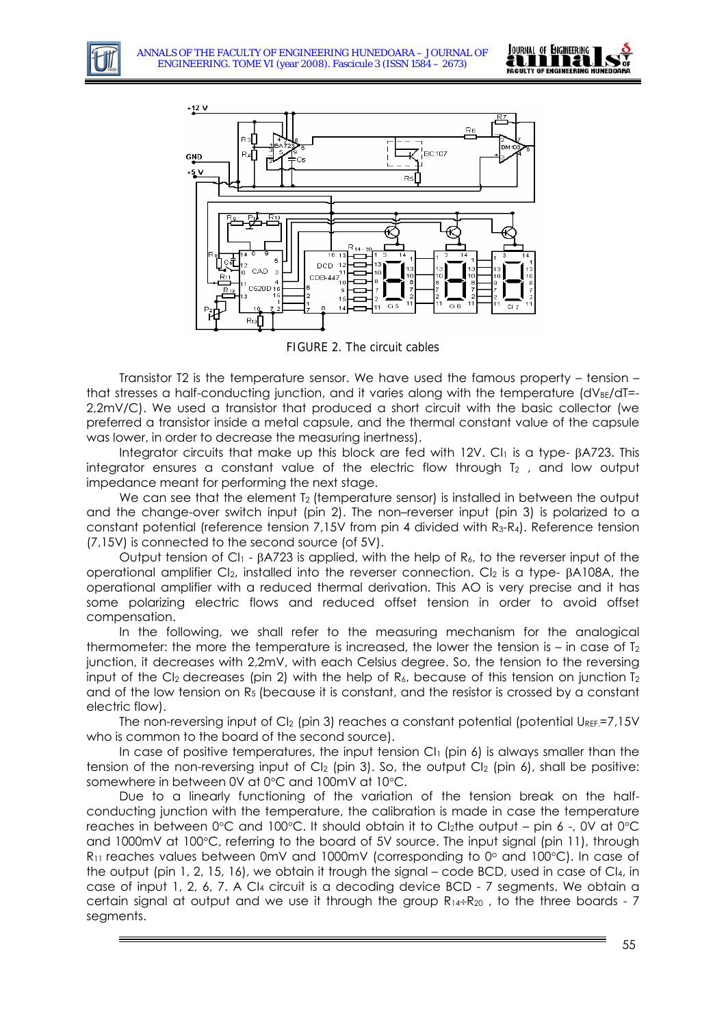FIGURE 2. The circuit cables

Transistor T2 is the temperature sensor. We have used the famous property – tension – that stresses a half-conducting junction, and it varies along with the temperature ($dV_{BE}/dT$=-2,2mV/C). We used a transistor that produced a short circuit with the basic collector (we preferred a transistor inside a metal capsule, and the thermal constant value of the capsule was lower, in order to decrease the measuring inertness).

Integrator circuits that make up this block are fed with 12V. $CI_1$ is a type- βA723. This integrator ensures a constant value of the electric flow through $T_2$ , and low output impedance meant for performing the next stage.

We can see that the element $T_2$ (temperature sensor) is installed in between the output and the change-over switch input (pin 2). The non–reverser input (pin 3) is polarized to a constant potential (reference tension 7,15V from pin 4 divided with $R_3$-$R_4$). Reference tension (7,15V) is connected to the second source (of 5V).

Output tension of $CI_1$ - βA723 is applied, with the help of $R_6$, to the reverser input of the operational amplifier $CI_2$, installed into the reverser connection. $CI_2$ is a type- βA108A, the operational amplifier with a reduced thermal derivation. This AO is very precise and it has some polarizing electric flows and reduced offset tension in order to avoid offset compensation.

In the following, we shall refer to the measuring mechanism for the analogical thermometer: the more the temperature is increased, the lower the tension is – in case of $T_2$ junction, it decreases with 2,2mV, with each Celsius degree. So, the tension to the reversing input of the $CI_2$ decreases (pin 2) with the help of $R_6$, because of this tension on junction $T_2$ and of the low tension on $R_5$ (because it is constant, and the resistor is crossed by a constant electric flow).

The non-reversing input of $CI_2$ (pin 3) reaches a constant potential (potential $U_{REF.}$=7,15V who is common to the board of the second source).

In case of positive temperatures, the input tension $CI_1$ (pin 6) is always smaller than the tension of the non-reversing input of $CI_2$ (pin 3). So, the output $CI_2$ (pin 6), shall be positive: somewhere in between 0V at 0°C and 100mV at 10°C.

Due to a linearly functioning of the variation of the tension break on the half-conducting junction with the temperature, the calibration is made in case the temperature reaches in between 0°C and 100°C. It should obtain it to $CI_2$the output – pin 6 -, 0V at 0°C and 1000mV at 100°C, referring to the board of 5V source. The input signal (pin 11), through $R_{11}$ reaches values between 0mV and 1000mV (corresponding to 0° and 100°C). In case of the output (pin 1, 2, 15, 16), we obtain it trough the signal – code BCD, used in case of $CI_4$, in case of input 1, 2, 6, 7. A $CI_4$ circuit is a decoding device BCD - 7 segments. We obtain a certain signal at output and we use it through the group $R_{14}$÷$R_{20}$ , to the three boards - 7 segments.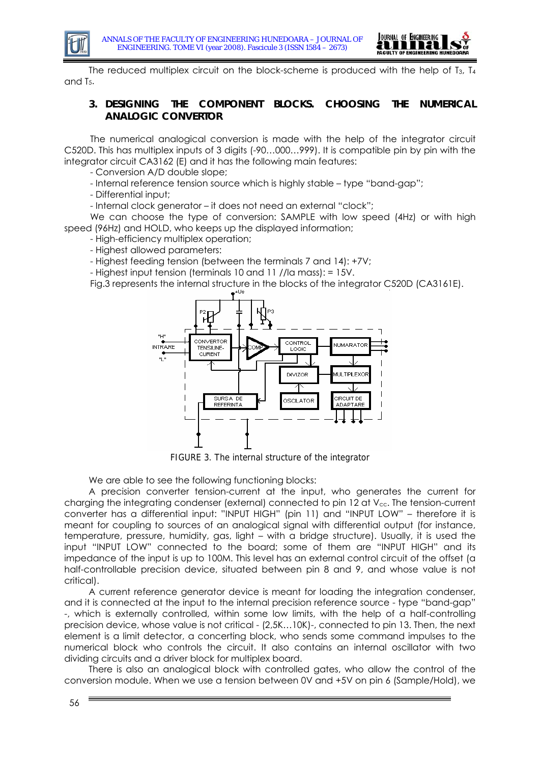The reduced multiplex circuit on the block-scheme is produced with the help of $T_3$, $T_4$ and $T_5$.

## 3. DESIGNING THE COMPONENT BLOCKS. CHOOSING THE NUMERICAL ANALOGIC CONVERTOR

The numerical analogical conversion is made with the help of the integrator circuit C520D. This has multiplex inputs of 3 digits (-90…000…999). It is compatible pin by pin with the integrator circuit CA3162 (E) and it has the following main features:

- Conversion A/D double slope;
- Internal reference tension source which is highly stable – type "band-gap";
- Differential input;
- Internal clock generator – it does not need an external "clock";

We can choose the type of conversion: SAMPLE with low speed (4Hz) or with high speed (96Hz) and HOLD, who keeps up the displayed information;

- High-efficiency multiplex operation;
- Highest allowed parameters:
- Highest feeding tension (between the terminals 7 and 14): +7V;
- Highest input tension (terminals 10 and 11 //la mass): = 15V.

Fig.3 represents the internal structure in the blocks of the integrator C520D (CA3161E).

FIGURE 3. The internal structure of the integrator

We are able to see the following functioning blocks:

A precision converter tension-current at the input, who generates the current for charging the integrating condenser (external) connected to pin 12 at $V_{cc}$. The tension-current converter has a differential input: "INPUT HIGH" (pin 11) and "INPUT LOW" – therefore it is meant for coupling to sources of an analogical signal with differential output (for instance, temperature, pressure, humidity, gas, light – with a bridge structure). Usually, it is used the input "INPUT LOW" connected to the board; some of them are "INPUT HIGH" and its impedance of the input is up to 100M. This level has an external control circuit of the offset (a half-controllable precision device, situated between pin 8 and 9, and whose value is not critical).

A current reference generator device is meant for loading the integration condenser, and it is connected at the input to the internal precision reference source - type "band-gap" -, which is externally controlled, within some low limits, with the help of a half-controlling precision device, whose value is not critical - (2,5K…10K)-, connected to pin 13. Then, the next element is a limit detector, a concerting block, who sends some command impulses to the numerical block who controls the circuit. It also contains an internal oscillator with two dividing circuits and a driver block for multiplex board.

There is also an analogical block with controlled gates, who allow the control of the conversion module. When we use a tension between 0V and +5V on pin 6 (Sample/Hold), we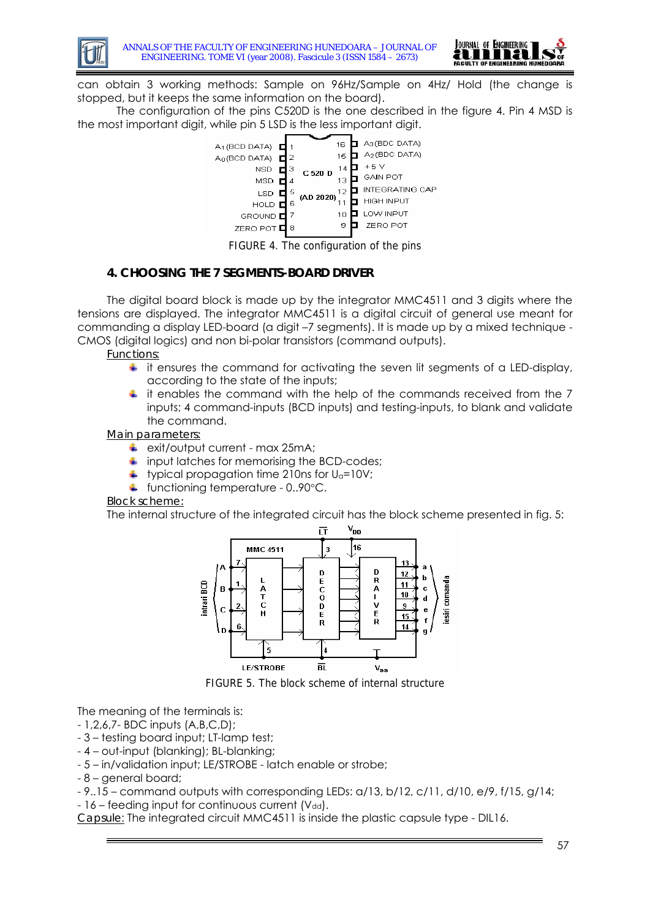can obtain 3 working methods: Sample on 96Hz/Sample on 4Hz/ Hold (the change is stopped, but it keeps the same information on the board).

The configuration of the pins C520D is the one described in the figure 4. Pin 4 MSD is the most important digit, while pin 5 LSD is the less important digit.

FIGURE 4. The configuration of the pins

## 4. CHOOSING THE 7 SEGMENTS-BOARD DRIVER

The digital board block is made up by the integrator MMC4511 and 3 digits where the tensions are displayed. The integrator MMC4511 is a digital circuit of general use meant for commanding a display LED-board (a digit –7 segments). It is made up by a mixed technique - CMOS (digital logics) and non bi-polar transistors (command outputs).

Functions:

- it ensures the command for activating the seven lit segments of a LED-display, according to the state of the inputs;
- it enables the command with the help of the commands received from the 7 inputs; 4 command-inputs (BCD inputs) and testing-inputs, to blank and validate the command.

Main parameters:

- exit/output current - max 25mA;
- input latches for memorising the BCD-codes;
- typical propagation time 210ns for $U_a$=10V;
- functioning temperature - 0..90°C.

Block scheme:

The internal structure of the integrated circuit has the block scheme presented in fig. 5:

FIGURE 5. The block scheme of internal structure

The meaning of the terminals is:

- 1,2,6,7- BDC inputs (A,B,C,D);
- 3 – testing board input; LT-lamp test;
- 4 – out-input (blanking); BL-blanking;
- 5 – in/validation input; LE/STROBE - latch enable or strobe;
- 8 – general board;
- 9..15 – command outputs with corresponding LEDs: a/13, b/12, c/11, d/10, e/9, f/15, g/14;
- 16 – feeding input for continuous current ($V_{dd}$).

Capsule: The integrated circuit MMC4511 is inside the plastic capsule type - DIL16.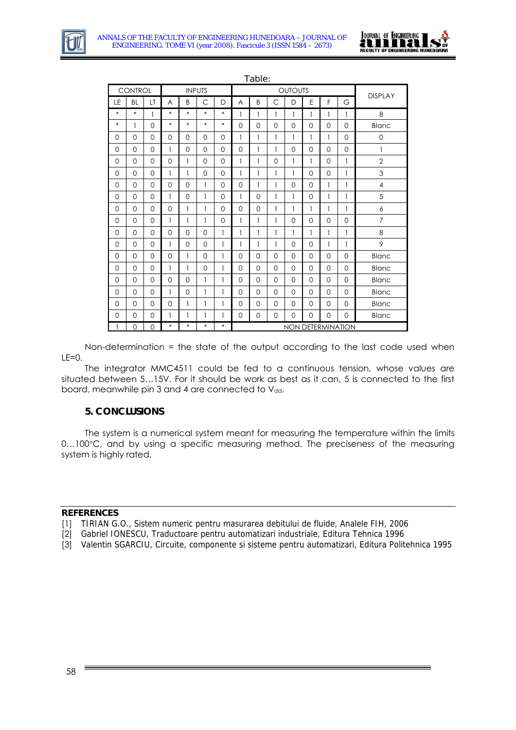Table:

| CONTROL | | | INPUTS | | | | OUTOUTS | | | | | | | DISPLAY |
|---|---|---|---|---|---|---|---|---|---|---|---|---|---|---|
| LE | BL | LT | A | B | C | D | A | B | C | D | E | F | G | |
| * | * | 1 | * | * | * | * | 1 | 1 | 1 | 1 | 1 | 1 | 1 | 8 |
| * | 1 | 0 | * | * | * | * | 0 | 0 | 0 | 0 | 0 | 0 | 0 | Blanc |
| 0 | 0 | 0 | 0 | 0 | 0 | 0 | 1 | 1 | 1 | 1 | 1 | 1 | 0 | 0 |
| 0 | 0 | 0 | 1 | 0 | 0 | 0 | 0 | 1 | 1 | 0 | 0 | 0 | 0 | 1 |
| 0 | 0 | 0 | 0 | 1 | 0 | 0 | 1 | 1 | 0 | 1 | 1 | 0 | 1 | 2 |
| 0 | 0 | 0 | 1 | 1 | 0 | 0 | 1 | 1 | 1 | 1 | 0 | 0 | 1 | 3 |
| 0 | 0 | 0 | 0 | 0 | 1 | 0 | 0 | 1 | 1 | 0 | 0 | 1 | 1 | 4 |
| 0 | 0 | 0 | 1 | 0 | 1 | 0 | 1 | 0 | 1 | 1 | 0 | 1 | 1 | 5 |
| 0 | 0 | 0 | 0 | 1 | 1 | 0 | 0 | 0 | 1 | 1 | 1 | 1 | 1 | 6 |
| 0 | 0 | 0 | 1 | 1 | 1 | 0 | 1 | 1 | 1 | 0 | 0 | 0 | 0 | 7 |
| 0 | 0 | 0 | 0 | 0 | 0 | 1 | 1 | 1 | 1 | 1 | 1 | 1 | 1 | 8 |
| 0 | 0 | 0 | 1 | 0 | 0 | 1 | 1 | 1 | 1 | 0 | 0 | 1 | 1 | 9 |
| 0 | 0 | 0 | 0 | 1 | 0 | 1 | 0 | 0 | 0 | 0 | 0 | 0 | 0 | Blanc |
| 0 | 0 | 0 | 1 | 1 | 0 | 1 | 0 | 0 | 0 | 0 | 0 | 0 | 0 | Blanc |
| 0 | 0 | 0 | 0 | 0 | 1 | 1 | 0 | 0 | 0 | 0 | 0 | 0 | 0 | Blanc |
| 0 | 0 | 0 | 1 | 0 | 1 | 1 | 0 | 0 | 0 | 0 | 0 | 0 | 0 | Blanc |
| 0 | 0 | 0 | 0 | 1 | 1 | 1 | 0 | 0 | 0 | 0 | 0 | 0 | 0 | Blanc |
| 0 | 0 | 0 | 1 | 1 | 1 | 1 | 0 | 0 | 0 | 0 | 0 | 0 | 0 | Blanc |
| 1 | 0 | 0 | * | * | * | * | NON DETERMINATION | | | | | | | |

Non-determination = the state of the output according to the last code used when LE=0.

The integrator MMC4511 could be fed to a continuous tension, whose values are situated between 5…15V. For it should be work as best as it can, 5 is connected to the first board, meanwhile pin 3 and 4 are connected to $V_{dd}$.

## 5. CONCLUSIONS

The system is a numerical system meant for measuring the temperature within the limits 0…100°C, and by using a specific measuring method. The preciseness of the measuring system is highly rated.

## REFERENCES

[1] TIRIAN G.O., Sistem numeric pentru masurarea debitului de fluide, Analele FIH, 2006

[2] Gabriel IONESCU, Traductoare pentru automatizari industriale, Editura Tehnica 1996

[3] Valentin SGARCIU, Circuite, componente si sisteme pentru automatizari, Editura Politehnica 1995